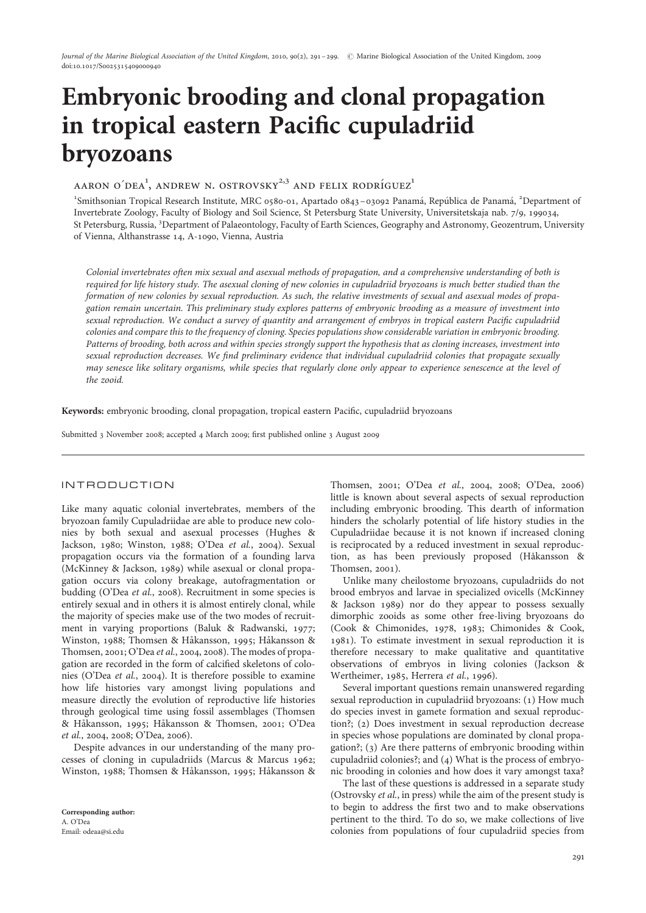# Embryonic brooding and clonal propagation in tropical eastern Pacific cupuladriid bryozoans

AARON O´DEA[1], ANDREW N. OSTROVSKY[2,3] AND FELIX RODRÍGUEZ[1]

[1]Smithsonian Tropical Research Institute, MRC 0580-01, Apartado 0843–03092 Panamá, República de Panamá, [2]Department of Invertebrate Zoology, Faculty of Biology and Soil Science, St Petersburg State University, Universitetskaja nab. 7/9, 199034, St Petersburg, Russia, [3]Department of Palaeontology, Faculty of Earth Sciences, Geography and Astronomy, Geozentrum, University of Vienna, Althanstrasse 14, A-1090, Vienna, Austria

*Colonial invertebrates often mix sexual and asexual methods of propagation, and a comprehensive understanding of both is required for life history study. The asexual cloning of new colonies in cupuladriid bryozoans is much better studied than the formation of new colonies by sexual reproduction. As such, the relative investments of sexual and asexual modes of propagation remain uncertain. This preliminary study explores patterns of embryonic brooding as a measure of investment into sexual reproduction. We conduct a survey of quantity and arrangement of embryos in tropical eastern Pacific cupuladriid colonies and compare this to the frequency of cloning. Species populations show considerable variation in embryonic brooding. Patterns of brooding, both across and within species strongly support the hypothesis that as cloning increases, investment into sexual reproduction decreases. We find preliminary evidence that individual cupuladriid colonies that propagate sexually may senesce like solitary organisms, while species that regularly clone only appear to experience senescence at the level of the zooid.*

**Keywords:** embryonic brooding, clonal propagation, tropical eastern Pacific, cupuladriid bryozoans

Submitted 3 November 2008; accepted 4 March 2009; first published online 3 August 2009

## INTRODUCTION

Like many aquatic colonial invertebrates, members of the bryozoan family Cupuladriidae are able to produce new colonies by both sexual and asexual processes (Hughes & Jackson, 1980; Winston, 1988; O'Dea *et al.*, 2004). Sexual propagation occurs via the formation of a founding larva (McKinney & Jackson, 1989) while asexual or clonal propagation occurs via colony breakage, autofragmentation or budding (O'Dea *et al.*, 2008). Recruitment in some species is entirely sexual and in others it is almost entirely clonal, while the majority of species make use of the two modes of recruitment in varying proportions (Baluk & Radwanski, 1977; Winston, 1988; Thomsen & Håkansson, 1995; Håkansson & Thomsen, 2001; O'Dea *et al.*, 2004, 2008). The modes of propagation are recorded in the form of calcified skeletons of colonies (O'Dea *et al.*, 2004). It is therefore possible to examine how life histories vary amongst living populations and measure directly the evolution of reproductive life histories through geological time using fossil assemblages (Thomsen & Håkansson, 1995; Håkansson & Thomsen, 2001; O'Dea *et al.*, 2004, 2008; O'Dea, 2006).

Despite advances in our understanding of the many processes of cloning in cupuladriids (Marcus & Marcus 1962; Winston, 1988; Thomsen & Håkansson, 1995; Håkansson & Thomsen, 2001; O'Dea *et al.*, 2004, 2008; O'Dea, 2006) little is known about several aspects of sexual reproduction including embryonic brooding. This dearth of information hinders the scholarly potential of life history studies in the Cupuladriidae because it is not known if increased cloning is reciprocated by a reduced investment in sexual reproduction, as has been previously proposed (Håkansson & Thomsen, 2001).

Unlike many cheilostome bryozoans, cupuladriids do not brood embryos and larvae in specialized ovicells (McKinney & Jackson 1989) nor do they appear to possess sexually dimorphic zooids as some other free-living bryozoans do (Cook & Chimonides, 1978, 1983; Chimonides & Cook, 1981). To estimate investment in sexual reproduction it is therefore necessary to make qualitative and quantitative observations of embryos in living colonies (Jackson & Wertheimer, 1985, Herrera *et al.*, 1996).

Several important questions remain unanswered regarding sexual reproduction in cupuladriid bryozoans: (1) How much do species invest in gamete formation and sexual reproduction?; (2) Does investment in sexual reproduction decrease in species whose populations are dominated by clonal propagation?; (3) Are there patterns of embryonic brooding within cupuladriid colonies?; and (4) What is the process of embryonic brooding in colonies and how does it vary amongst taxa?

The last of these questions is addressed in a separate study (Ostrovsky *et al.*, in press) while the aim of the present study is to begin to address the first two and to make observations pertinent to the third. To do so, we make collections of live colonies from populations of four cupuladriid species from

**Corresponding author:**
A. O'Dea
Email: odeaa@si.edu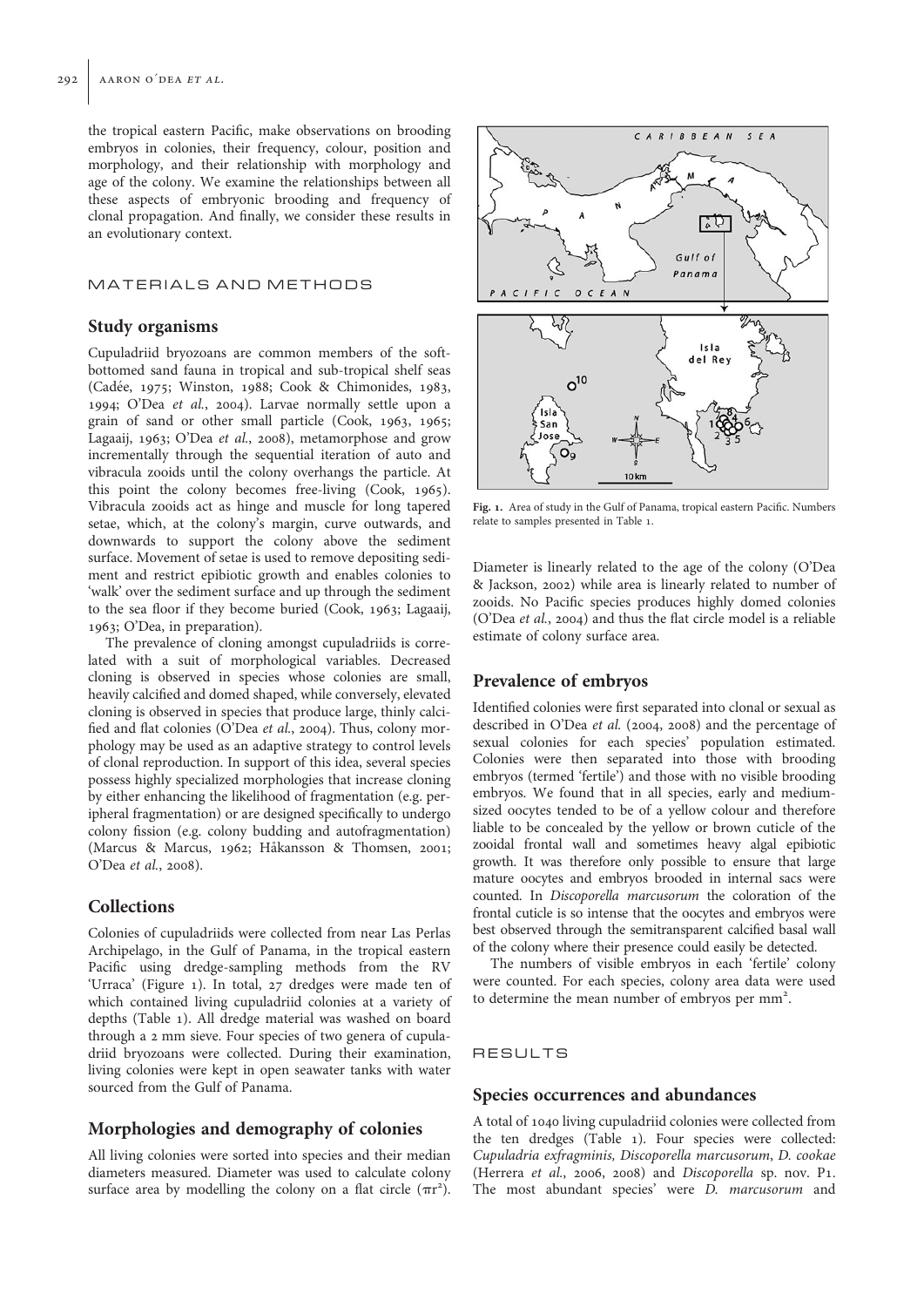the tropical eastern Pacific, make observations on brooding embryos in colonies, their frequency, colour, position and morphology, and their relationship with morphology and age of the colony. We examine the relationships between all these aspects of embryonic brooding and frequency of clonal propagation. And finally, we consider these results in an evolutionary context.

## MATERIALS AND METHODS

### Study organisms

Cupuladriid bryozoans are common members of the soft-bottomed sand fauna in tropical and sub-tropical shelf seas (Cadée, 1975; Winston, 1988; Cook & Chimonides, 1983, 1994; O'Dea *et al.*, 2004). Larvae normally settle upon a grain of sand or other small particle (Cook, 1963, 1965; Lagaaij, 1963; O'Dea *et al.*, 2008), metamorphose and grow incrementally through the sequential iteration of auto and vibracula zooids until the colony overhangs the particle. At this point the colony becomes free-living (Cook, 1965). Vibracula zooids act as hinge and muscle for long tapered setae, which, at the colony's margin, curve outwards, and downwards to support the colony above the sediment surface. Movement of setae is used to remove depositing sediment and restrict epibiotic growth and enables colonies to 'walk' over the sediment surface and up through the sediment to the sea floor if they become buried (Cook, 1963; Lagaaij, 1963; O'Dea, in preparation).

The prevalence of cloning amongst cupuladriids is correlated with a suit of morphological variables. Decreased cloning is observed in species whose colonies are small, heavily calcified and domed shaped, while conversely, elevated cloning is observed in species that produce large, thinly calcified and flat colonies (O'Dea *et al.*, 2004). Thus, colony morphology may be used as an adaptive strategy to control levels of clonal reproduction. In support of this idea, several species possess highly specialized morphologies that increase cloning by either enhancing the likelihood of fragmentation (e.g. peripheral fragmentation) or are designed specifically to undergo colony fission (e.g. colony budding and autofragmentation) (Marcus & Marcus, 1962; Håkansson & Thomsen, 2001; O'Dea *et al.*, 2008).

### Collections

Colonies of cupuladriids were collected from near Las Perlas Archipelago, in the Gulf of Panama, in the tropical eastern Pacific using dredge-sampling methods from the RV 'Urraca' (Figure 1). In total, 27 dredges were made ten of which contained living cupuladriid colonies at a variety of depths (Table 1). All dredge material was washed on board through a 2 mm sieve. Four species of two genera of cupuladriid bryozoans were collected. During their examination, living colonies were kept in open seawater tanks with water sourced from the Gulf of Panama.

### Morphologies and demography of colonies

All living colonies were sorted into species and their median diameters measured. Diameter was used to calculate colony surface area by modelling the colony on a flat circle ($\pi r^2$).

**Fig. 1.** Area of study in the Gulf of Panama, tropical eastern Pacific. Numbers relate to samples presented in Table 1.

Diameter is linearly related to the age of the colony (O'Dea & Jackson, 2002) while area is linearly related to number of zooids. No Pacific species produces highly domed colonies (O'Dea *et al.*, 2004) and thus the flat circle model is a reliable estimate of colony surface area.

### Prevalence of embryos

Identified colonies were first separated into clonal or sexual as described in O'Dea *et al.* (2004, 2008) and the percentage of sexual colonies for each species' population estimated. Colonies were then separated into those with brooding embryos (termed 'fertile') and those with no visible brooding embryos. We found that in all species, early and medium-sized oocytes tended to be of a yellow colour and therefore liable to be concealed by the yellow or brown cuticle of the zooidal frontal wall and sometimes heavy algal epibiotic growth. It was therefore only possible to ensure that large mature oocytes and embryos brooded in internal sacs were counted. In *Discoporella marcusorum* the coloration of the frontal cuticle is so intense that the oocytes and embryos were best observed through the semitransparent calcified basal wall of the colony where their presence could easily be detected.

The numbers of visible embryos in each 'fertile' colony were counted. For each species, colony area data were used to determine the mean number of embryos per $mm^2$.

## RESULTS

### Species occurrences and abundances

A total of 1040 living cupuladriid colonies were collected from the ten dredges (Table 1). Four species were collected: *Cupuladria exfragminis, Discoporella marcusorum, D. cookae* (Herrera *et al.*, 2006, 2008) and *Discoporella* sp. nov. P1. The most abundant species' were *D. marcusorum* and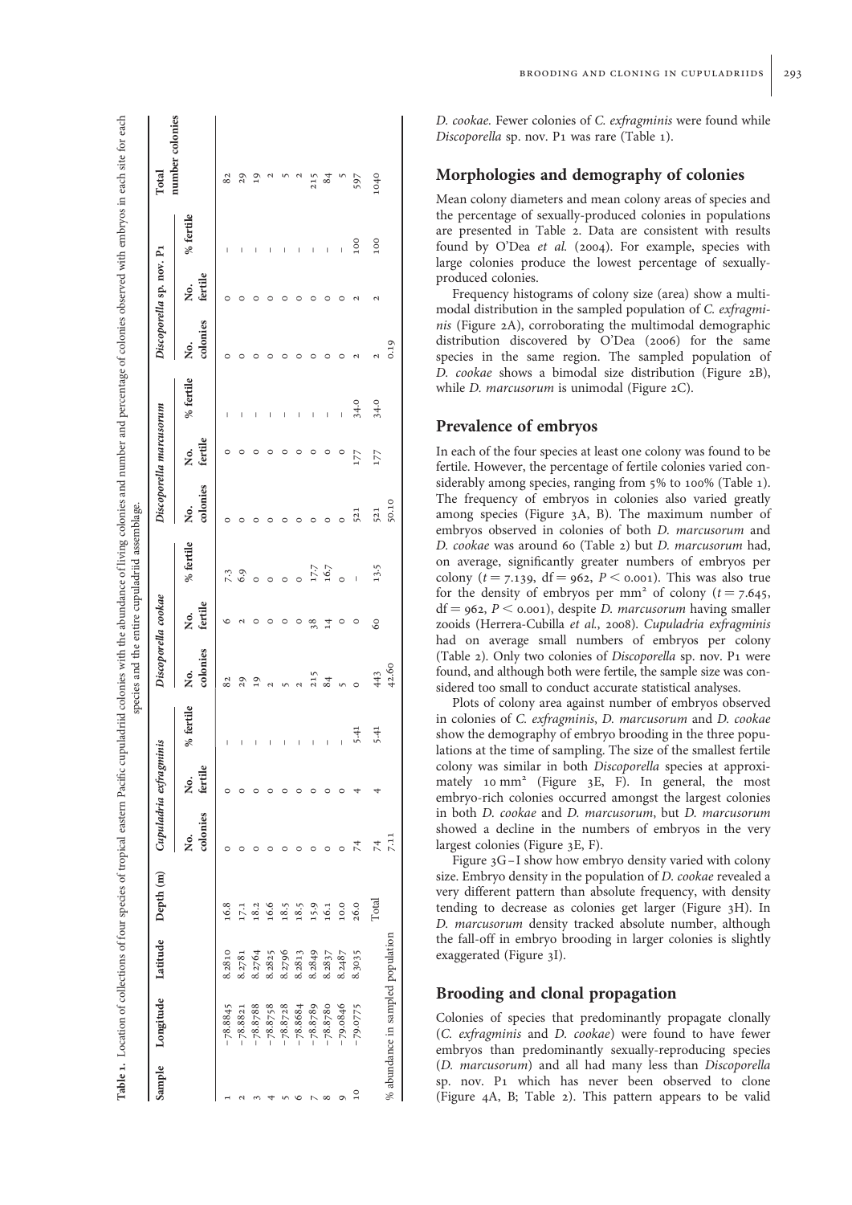**Table 1.** Location of collections of four species of tropical eastern Pacific cupuladriid colonies with the abundance of living colonies and number and percentage of colonies observed with embryos in each site for each species and the entire cupuladriid assemblage.

| Sample | Longitude | Latitude | Depth (m) | *Cupuladria exfragminis* | | | *Discoporella cookae* | | | *Discoporella marcusorum* | | | *Discoporella* sp. nov. P1 | | | Total number colonies |
|---|---|---|---|---|---|---|---|---|---|---|---|---|---|---|---|---|
| | | | | No. colonies | No. fertile | % fertile | No. colonies | No. fertile | % fertile | No. colonies | No. fertile | % fertile | No. colonies | No. fertile | % fertile | |
| 1 | −78.8845 | 8.2810 | 16.8 | 0 | 0 | – | 82 | 6 | 7.3 | 0 | 0 | – | 0 | 0 | – | 82 |
| 2 | −78.8821 | 8.2781 | 17.1 | 0 | 0 | – | 29 | 2 | 6.9 | 0 | 0 | – | 0 | 0 | – | 29 |
| 3 | −78.8788 | 8.2764 | 18.2 | 0 | 0 | – | 19 | 0 | 0 | 0 | 0 | – | 0 | 0 | – | 19 |
| 4 | −78.8758 | 8.2825 | 16.6 | 0 | 0 | – | 2 | 0 | 0 | 0 | 0 | – | 0 | 0 | – | 2 |
| 5 | −78.8728 | 8.2796 | 18.5 | 0 | 0 | – | 5 | 0 | 0 | 0 | 0 | – | 0 | 0 | – | 5 |
| 6 | −78.8684 | 8.2813 | 18.5 | 0 | 0 | – | 2 | 0 | 0 | 0 | 0 | – | 0 | 0 | – | 2 |
| 7 | −78.8789 | 8.2849 | 15.9 | 0 | 0 | – | 215 | 38 | 17.7 | 0 | 0 | – | 0 | 0 | – | 215 |
| 8 | −78.8780 | 8.2837 | 16.1 | 0 | 0 | – | 84 | 14 | 16.7 | 0 | 0 | – | 0 | 0 | – | 84 |
| 9 | −79.0846 | 8.2487 | 10.0 | 0 | 0 | – | 5 | 0 | 0 | 0 | 0 | – | 0 | 0 | – | 5 |
| 10 | −79.0775 | 8.3035 | 26.0 | 74 | 4 | 5.41 | 0 | 0 | – | 521 | 177 | 34.0 | 2 | 2 | 100 | 597 |
| | | | Total | 74 | 4 | 5.41 | 443 | 60 | 13.5 | 521 | 177 | 34.0 | 2 | 2 | 100 | 1040 |
| % abundance in sampled population | | | | 7.11 | | | 42.60 | | | 50.10 | | | 0.19 | | | |

*D. cookae.* Fewer colonies of *C. exfragminis* were found while *Discoporella* sp. nov. P1 was rare (Table 1).

## Morphologies and demography of colonies

Mean colony diameters and mean colony areas of species and the percentage of sexually-produced colonies in populations are presented in Table 2. Data are consistent with results found by O'Dea *et al.* (2004). For example, species with large colonies produce the lowest percentage of sexually-produced colonies.

Frequency histograms of colony size (area) show a multimodal distribution in the sampled population of *C. exfragminis* (Figure 2A), corroborating the multimodal demographic distribution discovered by O'Dea (2006) for the same species in the same region. The sampled population of *D. cookae* shows a bimodal size distribution (Figure 2B), while *D. marcusorum* is unimodal (Figure 2C).

## Prevalence of embryos

In each of the four species at least one colony was found to be fertile. However, the percentage of fertile colonies varied considerably among species, ranging from 5% to 100% (Table 1). The frequency of embryos in colonies also varied greatly among species (Figure 3A, B). The maximum number of embryos observed in colonies of both *D. marcusorum* and *D. cookae* was around 60 (Table 2) but *D. marcusorum* had, on average, significantly greater numbers of embryos per colony ($t = 7.139$, $df = 962$, $P < 0.001$). This was also true for the density of embryos per mm$^2$ of colony ($t = 7.645$, $df = 962$, $P < 0.001$), despite *D. marcusorum* having smaller zooids (Herrera-Cubilla *et al.*, 2008). *Cupuladria exfragminis* had on average small numbers of embryos per colony (Table 2). Only two colonies of *Discoporella* sp. nov. P1 were found, and although both were fertile, the sample size was considered too small to conduct accurate statistical analyses.

Plots of colony area against number of embryos observed in colonies of *C. exfragminis*, *D. marcusorum* and *D. cookae* show the demography of embryo brooding in the three populations at the time of sampling. The size of the smallest fertile colony was similar in both *Discoporella* species at approximately 10 mm$^2$ (Figure 3E, F). In general, the most embryo-rich colonies occurred amongst the largest colonies in both *D. cookae* and *D. marcusorum*, but *D. marcusorum* showed a decline in the numbers of embryos in the very largest colonies (Figure 3E, F).

Figure 3G–I show how embryo density varied with colony size. Embryo density in the population of *D. cookae* revealed a very different pattern than absolute frequency, with density tending to decrease as colonies get larger (Figure 3H). In *D. marcusorum* density tracked absolute number, although the fall-off in embryo brooding in larger colonies is slightly exaggerated (Figure 3I).

## Brooding and clonal propagation

Colonies of species that predominantly propagate clonally (*C. exfragminis* and *D. cookae*) were found to have fewer embryos than predominantly sexually-reproducing species (*D. marcusorum*) and all had many less than *Discoporella* sp. nov. P1 which has never been observed to clone (Figure 4A, B; Table 2). This pattern appears to be valid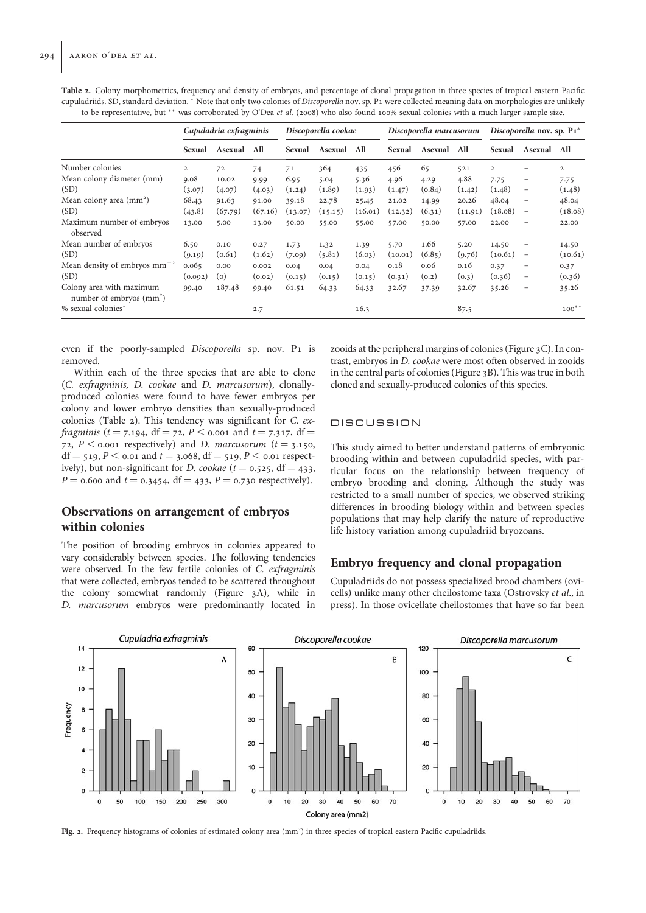**Table 2.** Colony morphometrics, frequency and density of embryos, and percentage of clonal propagation in three species of tropical eastern Pacific cupuladriids. SD, standard deviation. * Note that only two colonies of *Discoporella* nov. sp. P1 were collected meaning data on morphologies are unlikely to be representative, but ** was corroborated by O'Dea *et al.* (2008) who also found 100% sexual colonies with a much larger sample size.

| | *Cupuladria exfragminis* | | | *Discoporella cookae* | | | *Discoporella marcusorum* | | | *Discoporella* nov. sp. P1* | | |
|---|---|---|---|---|---|---|---|---|---|---|---|---|
| | **Sexual** | **Asexual** | **All** | **Sexual** | **Asexual** | **All** | **Sexual** | **Asexual** | **All** | **Sexual** | **Asexual** | **All** |
| Number colonies | 2 | 72 | 74 | 71 | 364 | 435 | 456 | 65 | 521 | 2 | – | 2 |
| Mean colony diameter (mm) | 9.08 | 10.02 | 9.99 | 6.95 | 5.04 | 5.36 | 4.96 | 4.29 | 4.88 | 7.75 | – | 7.75 |
| (SD) | (3.07) | (4.07) | (4.03) | (1.24) | (1.89) | (1.93) | (1.47) | (0.84) | (1.42) | (1.48) | – | (1.48) |
| Mean colony area ($mm^2$) | 68.43 | 91.63 | 91.00 | 39.18 | 22.78 | 25.45 | 21.02 | 14.99 | 20.26 | 48.04 | – | 48.04 |
| (SD) | (43.8) | (67.79) | (67.16) | (13.07) | (15.15) | (16.01) | (12.32) | (6.31) | (11.91) | (18.08) | – | (18.08) |
| Maximum number of embryos observed | 13.00 | 5.00 | 13.00 | 50.00 | 55.00 | 55.00 | 57.00 | 50.00 | 57.00 | 22.00 | – | 22.00 |
| Mean number of embryos | 6.50 | 0.10 | 0.27 | 1.73 | 1.32 | 1.39 | 5.70 | 1.66 | 5.20 | 14.50 | – | 14.50 |
| (SD) | (9.19) | (0.61) | (1.62) | (7.09) | (5.81) | (6.03) | (10.01) | (6.85) | (9.76) | (10.61) | – | (10.61) |
| Mean density of embryos $mm^{-2}$ | 0.065 | 0.00 | 0.002 | 0.04 | 0.04 | 0.04 | 0.18 | 0.06 | 0.16 | 0.37 | – | 0.37 |
| (SD) | (0.092) | (0) | (0.02) | (0.15) | (0.15) | (0.15) | (0.31) | (0.2) | (0.3) | (0.36) | – | (0.36) |
| Colony area with maximum number of embryos ($mm^2$) | 99.40 | 187.48 | 99.40 | 61.51 | 64.33 | 64.33 | 32.67 | 37.39 | 32.67 | 35.26 | – | 35.26 |
| % sexual colonies* | | | 2.7 | | | 16.3 | | | 87.5 | | | 100** |

even if the poorly-sampled *Discoporella* sp. nov. P1 is removed.

Within each of the three species that are able to clone (*C. exfragminis, D. cookae* and *D. marcusorum*), clonally-produced colonies were found to have fewer embryos per colony and lower embryo densities than sexually-produced colonies (Table 2). This tendency was significant for *C. exfragminis* ($t = 7.194$, df $= 72$, $P < 0.001$ and $t = 7.317$, df $= 72$, $P < 0.001$ respectively) and *D. marcusorum* ($t = 3.150$, df $= 519$, $P < 0.01$ and $t = 3.068$, df $= 519$, $P < 0.01$ respectively), but non-significant for *D. cookae* ($t = 0.525$, df $= 433$, $P = 0.600$ and $t = 0.3454$, df $= 433$, $P = 0.730$ respectively).

## Observations on arrangement of embryos within colonies

The position of brooding embryos in colonies appeared to vary considerably between species. The following tendencies were observed. In the few fertile colonies of *C. exfragminis* that were collected, embryos tended to be scattered throughout the colony somewhat randomly (Figure 3A), while in *D. marcusorum* embryos were predominantly located in zooids at the peripheral margins of colonies (Figure 3C). In contrast, embryos in *D. cookae* were most often observed in zooids in the central parts of colonies (Figure 3B). This was true in both cloned and sexually-produced colonies of this species.

# DISCUSSION

This study aimed to better understand patterns of embryonic brooding within and between cupuladriid species, with particular focus on the relationship between frequency of embryo brooding and cloning. Although the study was restricted to a small number of species, we observed striking differences in brooding biology within and between species populations that may help clarify the nature of reproductive life history variation among cupuladriid bryozoans.

## Embryo frequency and clonal propagation

Cupuladriids do not possess specialized brood chambers (ovicells) unlike many other cheilostome taxa (Ostrovsky *et al.*, in press). In those ovicellate cheilostomes that have so far been

**Fig. 2.** Frequency histograms of colonies of estimated colony area ($mm^2$) in three species of tropical eastern Pacific cupuladriids.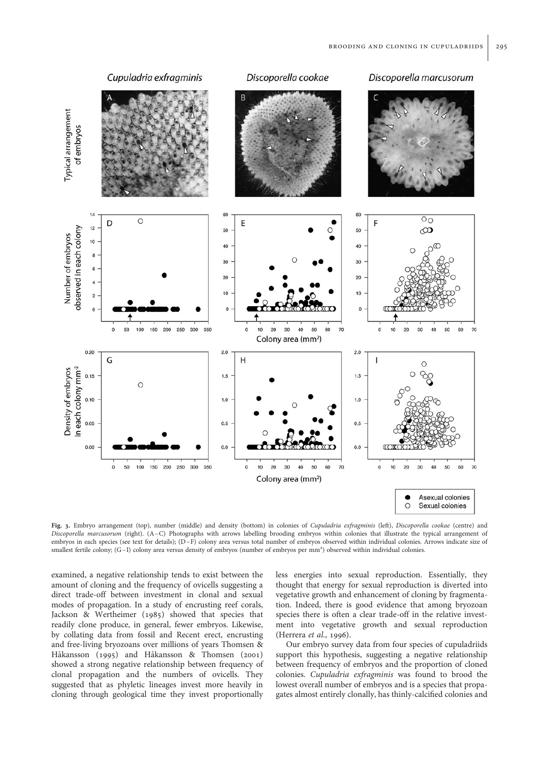**Fig. 3.** Embryo arrangement (top), number (middle) and density (bottom) in colonies of *Cupuladria exfragminis* (left), *Discoporella cookae* (centre) and *Discoporella marcusorum* (right). (A–C) Photographs with arrows labelling brooding embryos within colonies that illustrate the typical arrangement of embryos in each species (see text for details); (D–F) colony area versus total number of embryos observed within individual colonies. Arrows indicate size of smallest fertile colony; (G–I) colony area versus density of embryos (number of embryos per mm$^2$) observed within individual colonies.

examined, a negative relationship tends to exist between the amount of cloning and the frequency of ovicells suggesting a direct trade-off between investment in clonal and sexual modes of propagation. In a study of encrusting reef corals, Jackson & Wertheimer (1985) showed that species that readily clone produce, in general, fewer embryos. Likewise, by collating data from fossil and Recent erect, encrusting and free-living bryozoans over millions of years Thomsen & Håkansson (1995) and Håkansson & Thomsen (2001) showed a strong negative relationship between frequency of clonal propagation and the numbers of ovicells. They suggested that as phyletic lineages invest more heavily in cloning through geological time they invest proportionally less energies into sexual reproduction. Essentially, they thought that energy for sexual reproduction is diverted into vegetative growth and enhancement of cloning by fragmentation. Indeed, there is good evidence that among bryozoan species there is often a clear trade-off in the relative investment into vegetative growth and sexual reproduction (Herrera *et al.*, 1996).

Our embryo survey data from four species of cupuladriids support this hypothesis, suggesting a negative relationship between frequency of embryos and the proportion of cloned colonies. *Cupuladria exfragminis* was found to brood the lowest overall number of embryos and is a species that propagates almost entirely clonally, has thinly-calcified colonies and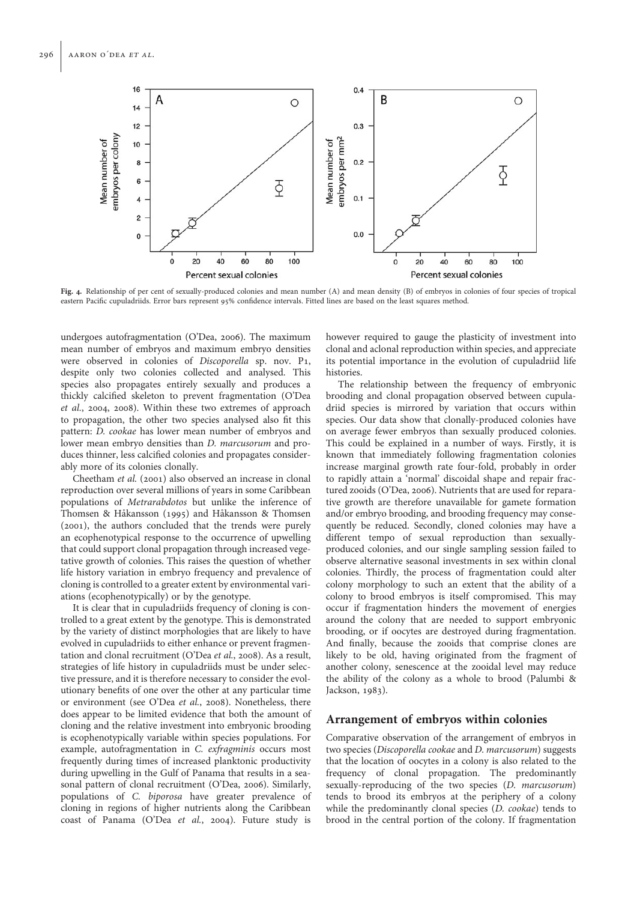Fig. 4. Relationship of per cent of sexually-produced colonies and mean number (A) and mean density (B) of embryos in colonies of four species of tropical eastern Pacific cupuladriids. Error bars represent 95% confidence intervals. Fitted lines are based on the least squares method.

undergoes autofragmentation (O'Dea, 2006). The maximum mean number of embryos and maximum embryo densities were observed in colonies of *Discoporella* sp. nov. P1, despite only two colonies collected and analysed. This species also propagates entirely sexually and produces a thickly calcified skeleton to prevent fragmentation (O'Dea *et al.*, 2004, 2008). Within these two extremes of approach to propagation, the other two species analysed also fit this pattern: *D. cookae* has lower mean number of embryos and lower mean embryo densities than *D. marcusorum* and produces thinner, less calcified colonies and propagates considerably more of its colonies clonally.

Cheetham *et al.* (2001) also observed an increase in clonal reproduction over several millions of years in some Caribbean populations of *Metrarabdotos* but unlike the inference of Thomsen & Håkansson (1995) and Håkansson & Thomsen (2001), the authors concluded that the trends were purely an ecophenotypical response to the occurrence of upwelling that could support clonal propagation through increased vegetative growth of colonies. This raises the question of whether life history variation in embryo frequency and prevalence of cloning is controlled to a greater extent by environmental variations (ecophenotypically) or by the genotype.

It is clear that in cupuladriids frequency of cloning is controlled to a great extent by the genotype. This is demonstrated by the variety of distinct morphologies that are likely to have evolved in cupuladriids to either enhance or prevent fragmentation and clonal recruitment (O'Dea *et al.*, 2008). As a result, strategies of life history in cupuladriids must be under selective pressure, and it is therefore necessary to consider the evolutionary benefits of one over the other at any particular time or environment (see O'Dea *et al.*, 2008). Nonetheless, there does appear to be limited evidence that both the amount of cloning and the relative investment into embryonic brooding is ecophenotypically variable within species populations. For example, autofragmentation in *C. exfragminis* occurs most frequently during times of increased planktonic productivity during upwelling in the Gulf of Panama that results in a seasonal pattern of clonal recruitment (O'Dea, 2006). Similarly, populations of *C. biporosa* have greater prevalence of cloning in regions of higher nutrients along the Caribbean coast of Panama (O'Dea *et al.*, 2004). Future study is however required to gauge the plasticity of investment into clonal and aclonal reproduction within species, and appreciate its potential importance in the evolution of cupuladriid life histories.

The relationship between the frequency of embryonic brooding and clonal propagation observed between cupuladriid species is mirrored by variation that occurs within species. Our data show that clonally-produced colonies have on average fewer embryos than sexually produced colonies. This could be explained in a number of ways. Firstly, it is known that immediately following fragmentation colonies increase marginal growth rate four-fold, probably in order to rapidly attain a 'normal' discoidal shape and repair fractured zooids (O'Dea, 2006). Nutrients that are used for reparative growth are therefore unavailable for gamete formation and/or embryo brooding, and brooding frequency may consequently be reduced. Secondly, cloned colonies may have a different tempo of sexual reproduction than sexually-produced colonies, and our single sampling session failed to observe alternative seasonal investments in sex within clonal colonies. Thirdly, the process of fragmentation could alter colony morphology to such an extent that the ability of a colony to brood embryos is itself compromised. This may occur if fragmentation hinders the movement of energies around the colony that are needed to support embryonic brooding, or if oocytes are destroyed during fragmentation. And finally, because the zooids that comprise clones are likely to be old, having originated from the fragment of another colony, senescence at the zooidal level may reduce the ability of the colony as a whole to brood (Palumbi & Jackson, 1983).

## Arrangement of embryos within colonies

Comparative observation of the arrangement of embryos in two species (*Discoporella cookae* and *D. marcusorum*) suggests that the location of oocytes in a colony is also related to the frequency of clonal propagation. The predominantly sexually-reproducing of the two species (*D. marcusorum*) tends to brood its embryos at the periphery of a colony while the predominantly clonal species (*D. cookae*) tends to brood in the central portion of the colony. If fragmentation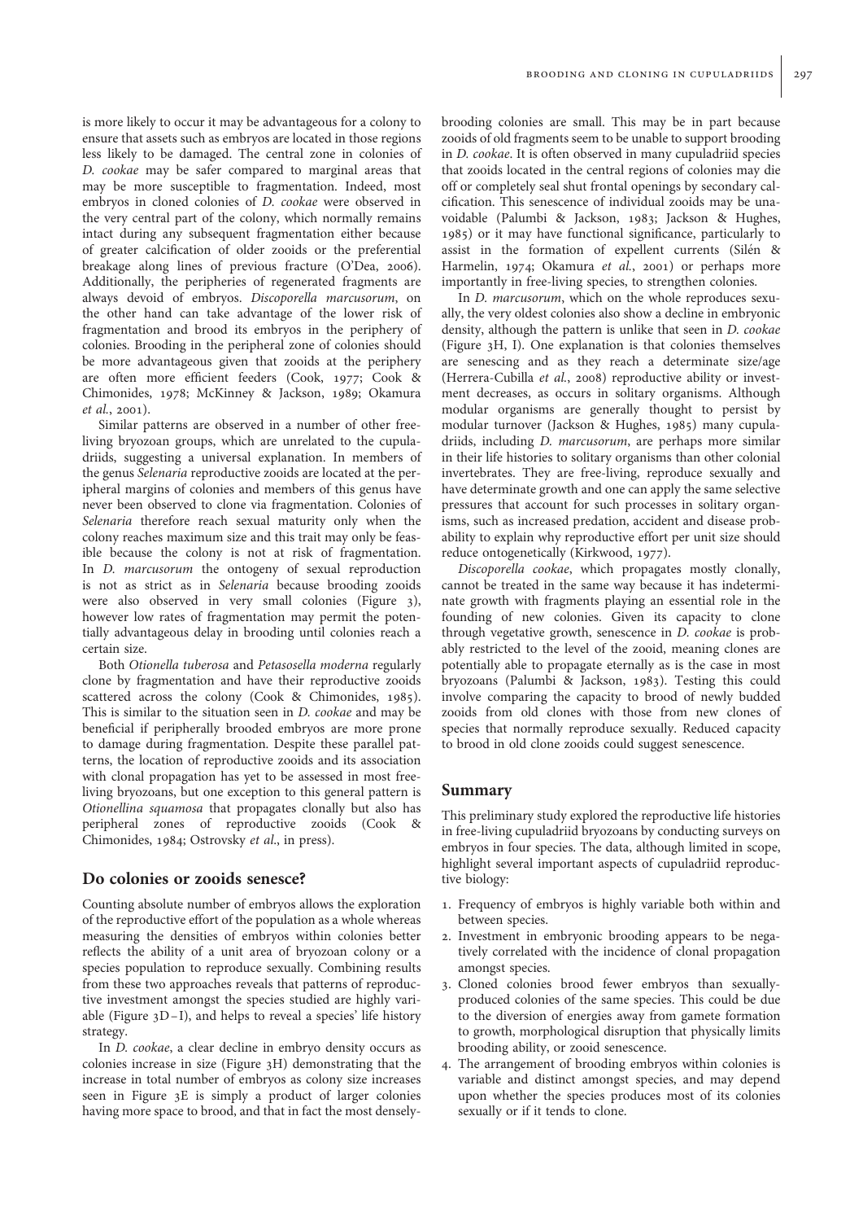is more likely to occur it may be advantageous for a colony to ensure that assets such as embryos are located in those regions less likely to be damaged. The central zone in colonies of *D. cookae* may be safer compared to marginal areas that may be more susceptible to fragmentation. Indeed, most embryos in cloned colonies of *D. cookae* were observed in the very central part of the colony, which normally remains intact during any subsequent fragmentation either because of greater calcification of older zooids or the preferential breakage along lines of previous fracture (O'Dea, 2006). Additionally, the peripheries of regenerated fragments are always devoid of embryos. *Discoporella marcusorum*, on the other hand can take advantage of the lower risk of fragmentation and brood its embryos in the periphery of colonies. Brooding in the peripheral zone of colonies should be more advantageous given that zooids at the periphery are often more efficient feeders (Cook, 1977; Cook & Chimonides, 1978; McKinney & Jackson, 1989; Okamura *et al.*, 2001).

Similar patterns are observed in a number of other free-living bryozoan groups, which are unrelated to the cupuladriids, suggesting a universal explanation. In members of the genus *Selenaria* reproductive zooids are located at the peripheral margins of colonies and members of this genus have never been observed to clone via fragmentation. Colonies of *Selenaria* therefore reach sexual maturity only when the colony reaches maximum size and this trait may only be feasible because the colony is not at risk of fragmentation. In *D. marcusorum* the ontogeny of sexual reproduction is not as strict as in *Selenaria* because brooding zooids were also observed in very small colonies (Figure 3), however low rates of fragmentation may permit the potentially advantageous delay in brooding until colonies reach a certain size.

Both *Otionella tuberosa* and *Petasosella moderna* regularly clone by fragmentation and have their reproductive zooids scattered across the colony (Cook & Chimonides, 1985). This is similar to the situation seen in *D. cookae* and may be beneficial if peripherally brooded embryos are more prone to damage during fragmentation. Despite these parallel patterns, the location of reproductive zooids and its association with clonal propagation has yet to be assessed in most free-living bryozoans, but one exception to this general pattern is *Otionellina squamosa* that propagates clonally but also has peripheral zones of reproductive zooids (Cook & Chimonides, 1984; Ostrovsky *et al.*, in press).

## Do colonies or zooids senesce?

Counting absolute number of embryos allows the exploration of the reproductive effort of the population as a whole whereas measuring the densities of embryos within colonies better reflects the ability of a unit area of bryozoan colony or a species population to reproduce sexually. Combining results from these two approaches reveals that patterns of reproductive investment amongst the species studied are highly variable (Figure 3D–I), and helps to reveal a species' life history strategy.

In *D. cookae*, a clear decline in embryo density occurs as colonies increase in size (Figure 3H) demonstrating that the increase in total number of embryos as colony size increases seen in Figure 3E is simply a product of larger colonies having more space to brood, and that in fact the most densely-brooding colonies are small. This may be in part because zooids of old fragments seem to be unable to support brooding in *D. cookae*. It is often observed in many cupuladriid species that zooids located in the central regions of colonies may die off or completely seal shut frontal openings by secondary calcification. This senescence of individual zooids may be unavoidable (Palumbi & Jackson, 1983; Jackson & Hughes, 1985) or it may have functional significance, particularly to assist in the formation of expellent currents (Silén & Harmelin, 1974; Okamura *et al.*, 2001) or perhaps more importantly in free-living species, to strengthen colonies.

In *D. marcusorum*, which on the whole reproduces sexually, the very oldest colonies also show a decline in embryonic density, although the pattern is unlike that seen in *D. cookae* (Figure 3H, I). One explanation is that colonies themselves are senescing and as they reach a determinate stage/age (Herrera-Cubilla *et al.*, 2008) reproductive ability or investment decreases, as occurs in solitary organisms. Although modular organisms are generally thought to persist by modular turnover (Jackson & Hughes, 1985) many cupuladriids, including *D. marcusorum*, are perhaps more similar in their life histories to solitary organisms than other colonial invertebrates. They are free-living, reproduce sexually and have determinate growth and one can apply the same selective pressures that account for such processes in solitary organisms, such as increased predation, accident and disease probability to explain why reproductive effort per unit size should reduce ontogenetically (Kirkwood, 1977).

*Discoporella cookae*, which propagates mostly clonally, cannot be treated in the same way because it has indeterminate growth with fragments playing an essential role in the founding of new colonies. Given its capacity to clone through vegetative growth, senescence in *D. cookae* is probably restricted to the level of the zooid, meaning clones are potentially able to propagate eternally as is the case in most bryozoans (Palumbi & Jackson, 1983). Testing this could involve comparing the capacity to brood of newly budded zooids from old clones with those from new clones of species that normally reproduce sexually. Reduced capacity to brood in old clone zooids could suggest senescence.

## Summary

This preliminary study explored the reproductive life histories in free-living cupuladriid bryozoans by conducting surveys on embryos in four species. The data, although limited in scope, highlight several important aspects of cupuladriid reproductive biology:

1. Frequency of embryos is highly variable both within and between species.
2. Investment in embryonic brooding appears to be negatively correlated with the incidence of clonal propagation amongst species.
3. Cloned colonies brood fewer embryos than sexually-produced colonies of the same species. This could be due to the diversion of energies away from gamete formation to growth, morphological disruption that physically limits brooding ability, or zooid senescence.
4. The arrangement of brooding embryos within colonies is variable and distinct amongst species, and may depend upon whether the species produces most of its colonies sexually or if it tends to clone.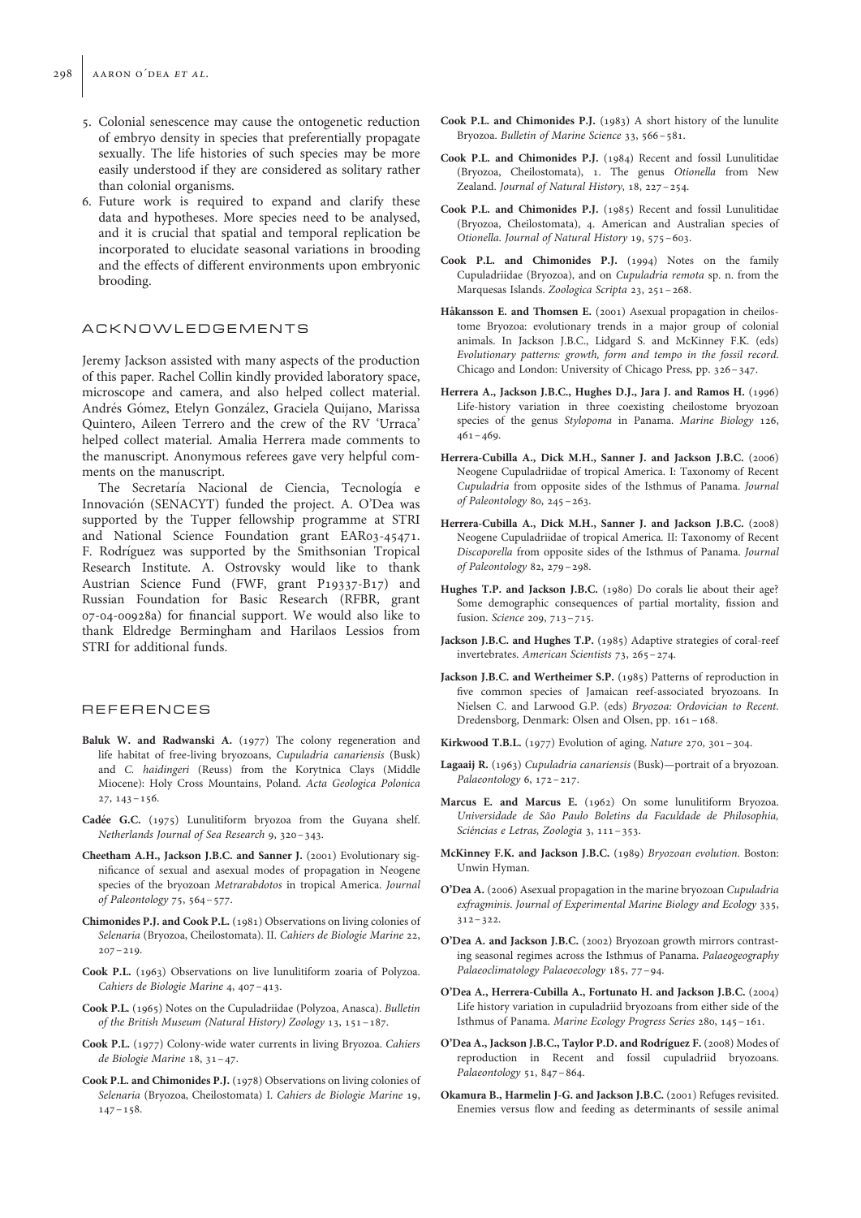5. Colonial senescence may cause the ontogenetic reduction of embryo density in species that preferentially propagate sexually. The life histories of such species may be more easily understood if they are considered as solitary rather than colonial organisms.
6. Future work is required to expand and clarify these data and hypotheses. More species need to be analysed, and it is crucial that spatial and temporal replication be incorporated to elucidate seasonal variations in brooding and the effects of different environments upon embryonic brooding.

## ACKNOWLEDGEMENTS

Jeremy Jackson assisted with many aspects of the production of this paper. Rachel Collin kindly provided laboratory space, microscope and camera, and also helped collect material. Andrés Gómez, Etelyn González, Graciela Quijano, Marissa Quintero, Aileen Terrero and the crew of the RV 'Urraca' helped collect material. Amalia Herrera made comments to the manuscript. Anonymous referees gave very helpful comments on the manuscript.

The Secretaría Nacional de Ciencia, Tecnología e Innovación (SENACYT) funded the project. A. O'Dea was supported by the Tupper fellowship programme at STRI and National Science Foundation grant EAR03-45471. F. Rodríguez was supported by the Smithsonian Tropical Research Institute. A. Ostrovsky would like to thank Austrian Science Fund (FWF, grant P19337-B17) and Russian Foundation for Basic Research (RFBR, grant 07-04-00928a) for financial support. We would also like to thank Eldredge Bermingham and Harilaos Lessios from STRI for additional funds.

## REFERENCES

**Baluk W. and Radwanski A.** (1977) The colony regeneration and life habitat of free-living bryozoans, *Cupuladria canariensis* (Busk) and *C. haidingeri* (Reuss) from the Korytnica Clays (Middle Miocene): Holy Cross Mountains, Poland. *Acta Geologica Polonica* 27, 143–156.

**Cadée G.C.** (1975) Lunulitiform bryozoa from the Guyana shelf. *Netherlands Journal of Sea Research* 9, 320–343.

**Cheetham A.H., Jackson J.B.C. and Sanner J.** (2001) Evolutionary significance of sexual and asexual modes of propagation in Neogene species of the bryozoan *Metrarabdotos* in tropical America. *Journal of Paleontology* 75, 564–577.

**Chimonides P.J. and Cook P.L.** (1981) Observations on living colonies of *Selenaria* (Bryozoa, Cheilostomata). II. *Cahiers de Biologie Marine* 22, 207–219.

**Cook P.L.** (1963) Observations on live lunulitiform zoaria of Polyzoa. *Cahiers de Biologie Marine* 4, 407–413.

**Cook P.L.** (1965) Notes on the Cupuladriidae (Polyzoa, Anasca). *Bulletin of the British Museum (Natural History) Zoology* 13, 151–187.

**Cook P.L.** (1977) Colony-wide water currents in living Bryozoa. *Cahiers de Biologie Marine* 18, 31–47.

**Cook P.L. and Chimonides P.J.** (1978) Observations on living colonies of *Selenaria* (Bryozoa, Cheilostomata) I. *Cahiers de Biologie Marine* 19, 147–158.

**Cook P.L. and Chimonides P.J.** (1983) A short history of the lunulite Bryozoa. *Bulletin of Marine Science* 33, 566–581.

**Cook P.L. and Chimonides P.J.** (1984) Recent and fossil Lunulitidae (Bryozoa, Cheilostomata), 1. The genus *Otionella* from New Zealand. *Journal of Natural History*, 18, 227–254.

**Cook P.L. and Chimonides P.J.** (1985) Recent and fossil Lunulitidae (Bryozoa, Cheilostomata), 4. American and Australian species of *Otionella*. *Journal of Natural History* 19, 575–603.

**Cook P.L. and Chimonides P.J.** (1994) Notes on the family Cupuladriidae (Bryozoa), and on *Cupuladria remota* sp. n. from the Marquesas Islands. *Zoologica Scripta* 23, 251–268.

**Hȧkansson E. and Thomsen E.** (2001) Asexual propagation in cheilostome Bryozoa: evolutionary trends in a major group of colonial animals. In Jackson J.B.C., Lidgard S. and McKinney F.K. (eds) *Evolutionary patterns: growth, form and tempo in the fossil record*. Chicago and London: University of Chicago Press, pp. 326–347.

**Herrera A., Jackson J.B.C., Hughes D.J., Jara J. and Ramos H.** (1996) Life-history variation in three coexisting cheilostome bryozoan species of the genus *Stylopoma* in Panama. *Marine Biology* 126, 461–469.

**Herrera-Cubilla A., Dick M.H., Sanner J. and Jackson J.B.C.** (2006) Neogene Cupuladriidae of tropical America. I: Taxonomy of Recent *Cupuladria* from opposite sides of the Isthmus of Panama. *Journal of Paleontology* 80, 245–263.

**Herrera-Cubilla A., Dick M.H., Sanner J. and Jackson J.B.C.** (2008) Neogene Cupuladriidae of tropical America. II: Taxonomy of Recent *Discoporella* from opposite sides of the Isthmus of Panama. *Journal of Paleontology* 82, 279–298.

**Hughes T.P. and Jackson J.B.C.** (1980) Do corals lie about their age? Some demographic consequences of partial mortality, fission and fusion. *Science* 209, 713–715.

**Jackson J.B.C. and Hughes T.P.** (1985) Adaptive strategies of coral-reef invertebrates. *American Scientists* 73, 265–274.

**Jackson J.B.C. and Wertheimer S.P.** (1985) Patterns of reproduction in five common species of Jamaican reef-associated bryozoans. In Nielsen C. and Larwood G.P. (eds) *Bryozoa: Ordovician to Recent*. Dredensborg, Denmark: Olsen and Olsen, pp. 161–168.

**Kirkwood T.B.L.** (1977) Evolution of aging. *Nature* 270, 301–304.

**Lagaaij R.** (1963) *Cupuladria canariensis* (Busk)—portrait of a bryozoan. *Palaeontology* 6, 172–217.

**Marcus E. and Marcus E.** (1962) On some lunulitiform Bryozoa. *Universidade de São Paulo Boletins da Faculdade de Philosophia, Sciéncias e Letras, Zoologia* 3, 111–353.

**McKinney F.K. and Jackson J.B.C.** (1989) *Bryozoan evolution*. Boston: Unwin Hyman.

**O'Dea A.** (2006) Asexual propagation in the marine bryozoan *Cupuladria exfragminis*. *Journal of Experimental Marine Biology and Ecology* 335, 312–322.

**O'Dea A. and Jackson J.B.C.** (2002) Bryozoan growth mirrors contrasting seasonal regimes across the Isthmus of Panama. *Palaeogeography Palaeoclimatology Palaeoecology* 185, 77–94.

**O'Dea A., Herrera-Cubilla A., Fortunato H. and Jackson J.B.C.** (2004) Life history variation in cupuladriid bryozoans from either side of the Isthmus of Panama. *Marine Ecology Progress Series* 280, 145–161.

**O'Dea A., Jackson J.B.C., Taylor P.D. and Rodríguez F.** (2008) Modes of reproduction in Recent and fossil cupuladriid bryozoans. *Palaeontology* 51, 847–864.

**Okamura B., Harmelin J-G. and Jackson J.B.C.** (2001) Refuges revisited. Enemies versus flow and feeding as determinants of sessile animal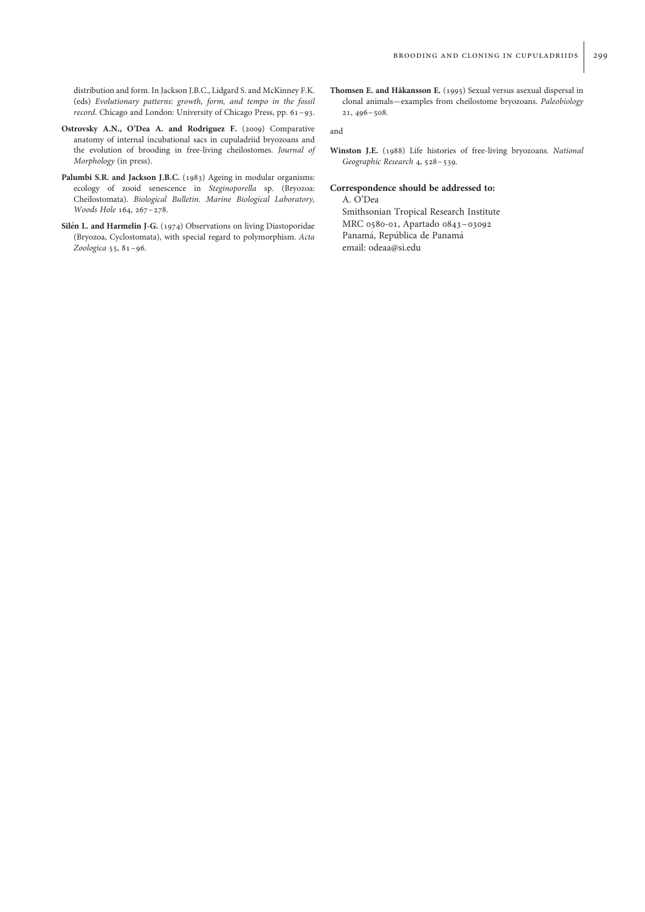distribution and form. In Jackson J.B.C., Lidgard S. and McKinney F.K. (eds) *Evolutionary patterns: growth, form, and tempo in the fossil record*. Chicago and London: University of Chicago Press, pp. 61–93.

**Ostrovsky A.N., O'Dea A. and Rodriguez F.** (2009) Comparative anatomy of internal incubational sacs in cupuladriid bryozoans and the evolution of brooding in free-living cheilostomes. *Journal of Morphology* (in press).

**Palumbi S.R. and Jackson J.B.C.** (1983) Ageing in modular organisms: ecology of zooid senescence in *Steginoporella* sp. (Bryozoa: Cheilostomata). *Biological Bulletin. Marine Biological Laboratory, Woods Hole* 164, 267–278.

**Silén L. and Harmelin J-G.** (1974) Observations on living Diastoporidae (Bryozoa, Cyclostomata), with special regard to polymorphism. *Acta Zoologica* 55, 81–96.

**Thomsen E. and Håkansson E.** (1995) Sexual versus asexual dispersal in clonal animals—examples from cheilostome bryozoans. *Paleobiology* 21, 496–508.

and

**Winston J.E.** (1988) Life histories of free-living bryozoans. *National Geographic Research* 4, 528–539.

**Correspondence should be addressed to:**

A. O'Dea
Smithsonian Tropical Research Institute
MRC 0580-01, Apartado 0843–03092
Panamá, República de Panamá
email: odeaa@si.edu